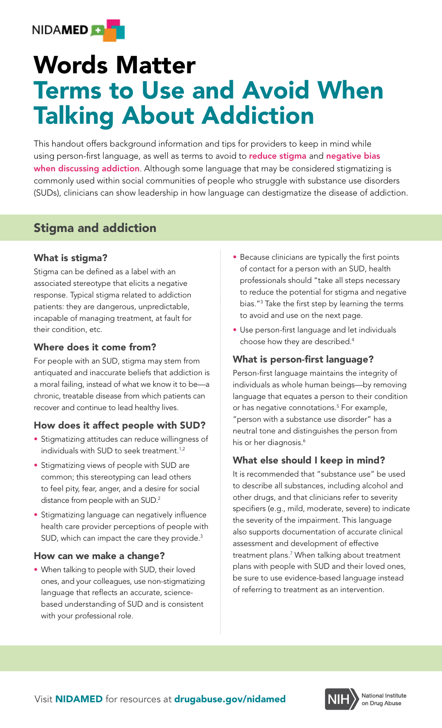NIDAMED

# Words Matter
# Terms to Use and Avoid When Talking About Addiction

This handout offers background information and tips for providers to keep in mind while using person-first language, as well as terms to avoid to **reduce stigma** and **negative bias when discussing addiction**. Although some language that may be considered stigmatizing is commonly used within social communities of people who struggle with substance use disorders (SUDs), clinicians can show leadership in how language can destigmatize the disease of addiction.

## Stigma and addiction

### What is stigma?

Stigma can be defined as a label with an associated stereotype that elicits a negative response. Typical stigma related to addiction patients: they are dangerous, unpredictable, incapable of managing treatment, at fault for their condition, etc.

### Where does it come from?

For people with an SUD, stigma may stem from antiquated and inaccurate beliefs that addiction is a moral failing, instead of what we know it to be—a chronic, treatable disease from which patients can recover and continue to lead healthy lives.

### How does it affect people with SUD?

- Stigmatizing attitudes can reduce willingness of individuals with SUD to seek treatment.[1,2]
- Stigmatizing views of people with SUD are common; this stereotyping can lead others to feel pity, fear, anger, and a desire for social distance from people with an SUD.[2]
- Stigmatizing language can negatively influence health care provider perceptions of people with SUD, which can impact the care they provide.[3]

### How can we make a change?

- When talking to people with SUD, their loved ones, and your colleagues, use non-stigmatizing language that reflects an accurate, science-based understanding of SUD and is consistent with your professional role.
- Because clinicians are typically the first points of contact for a person with an SUD, health professionals should "take all steps necessary to reduce the potential for stigma and negative bias."[3] Take the first step by learning the terms to avoid and use on the next page.
- Use person-first language and let individuals choose how they are described.[4]

### What is person-first language?

Person-first language maintains the integrity of individuals as whole human beings—by removing language that equates a person to their condition or has negative connotations.[5] For example, "person with a substance use disorder" has a neutral tone and distinguishes the person from his or her diagnosis.[6]

### What else should I keep in mind?

It is recommended that "substance use" be used to describe all substances, including alcohol and other drugs, and that clinicians refer to severity specifiers (e.g., mild, moderate, severe) to indicate the severity of the impairment. This language also supports documentation of accurate clinical assessment and development of effective treatment plans.[7] When talking about treatment plans with people with SUD and their loved ones, be sure to use evidence-based language instead of referring to treatment as an intervention.

Visit **NIDAMED** for resources at **drugabuse.gov/nidamed**

NIH National Institute on Drug Abuse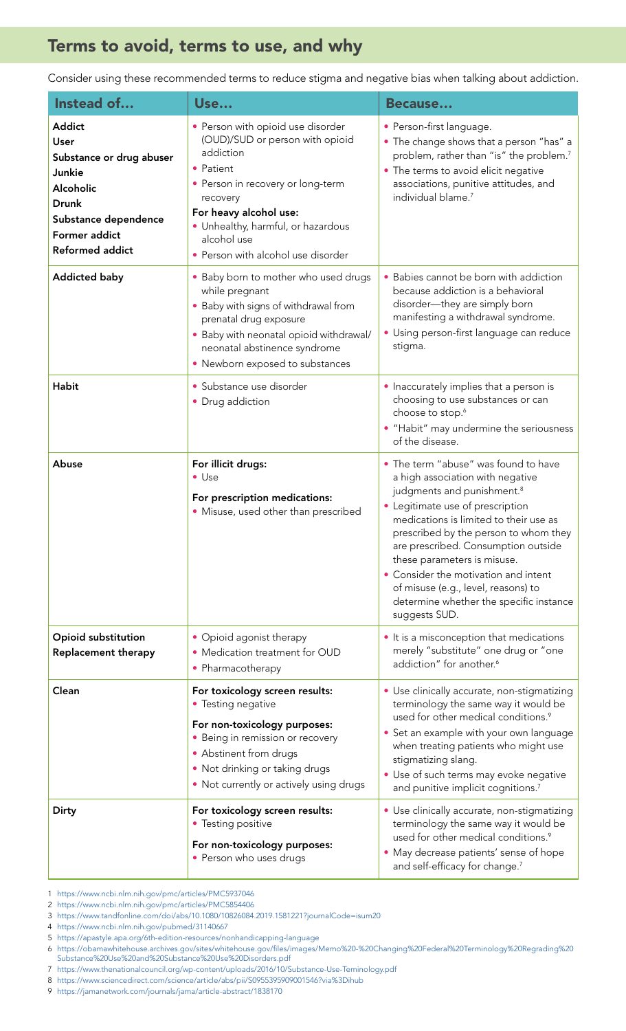## Terms to avoid, terms to use, and why

Consider using these recommended terms to reduce stigma and negative bias when talking about addiction.

| Instead of… | Use… | Because… |
| --- | --- | --- |
| **Addict**<br>**User**<br>**Substance or drug abuser**<br>**Junkie**<br>**Alcoholic**<br>**Drunk**<br>**Substance dependence**<br>**Former addict**<br>**Reformed addict** | • Person with opioid use disorder (OUD)/SUD or person with opioid addiction<br>• Patient<br>• Person in recovery or long-term recovery<br>**For heavy alcohol use:**<br>• Unhealthy, harmful, or hazardous alcohol use<br>• Person with alcohol use disorder | • Person-first language.<br>• The change shows that a person "has" a problem, rather than "is" the problem.[7]<br>• The terms to avoid elicit negative associations, punitive attitudes, and individual blame.[7] |
| **Addicted baby** | • Baby born to mother who used drugs while pregnant<br>• Baby with signs of withdrawal from prenatal drug exposure<br>• Baby with neonatal opioid withdrawal/ neonatal abstinence syndrome<br>• Newborn exposed to substances | • Babies cannot be born with addiction because addiction is a behavioral disorder—they are simply born manifesting a withdrawal syndrome.<br>• Using person-first language can reduce stigma. |
| **Habit** | • Substance use disorder<br>• Drug addiction | • Inaccurately implies that a person is choosing to use substances or can choose to stop.[6]<br>• "Habit" may undermine the seriousness of the disease. |
| **Abuse** | **For illicit drugs:**<br>• Use<br>**For prescription medications:**<br>• Misuse, used other than prescribed | • The term "abuse" was found to have a high association with negative judgments and punishment.[8]<br>• Legitimate use of prescription medications is limited to their use as prescribed by the person to whom they are prescribed. Consumption outside these parameters is misuse.<br>• Consider the motivation and intent of misuse (e.g., level, reasons) to determine whether the specific instance suggests SUD. |
| **Opioid substitution**<br>**Replacement therapy** | • Opioid agonist therapy<br>• Medication treatment for OUD<br>• Pharmacotherapy | • It is a misconception that medications merely "substitute" one drug or "one addiction" for another.[6] |
| **Clean** | **For toxicology screen results:**<br>• Testing negative<br>**For non-toxicology purposes:**<br>• Being in remission or recovery<br>• Abstinent from drugs<br>• Not drinking or taking drugs<br>• Not currently or actively using drugs | • Use clinically accurate, non-stigmatizing terminology the same way it would be used for other medical conditions.[9]<br>• Set an example with your own language when treating patients who might use stigmatizing slang.<br>• Use of such terms may evoke negative and punitive implicit cognitions.[7] |
| **Dirty** | **For toxicology screen results:**<br>• Testing positive<br>**For non-toxicology purposes:**<br>• Person who uses drugs | • Use clinically accurate, non-stigmatizing terminology the same way it would be used for other medical conditions.[9]<br>• May decrease patients' sense of hope and self-efficacy for change.[7] |

1 https://www.ncbi.nlm.nih.gov/pmc/articles/PMC5937046
2 https://www.ncbi.nlm.nih.gov/pmc/articles/PMC5854406
3 https://www.tandfonline.com/doi/abs/10.1080/10826084.2019.1581221?journalCode=isum20
4 https://www.ncbi.nlm.nih.gov/pubmed/31140667
5 https://apastyle.apa.org/6th-edition-resources/nonhandicapping-language
6 https://obamawhitehouse.archives.gov/sites/whitehouse.gov/files/images/Memo%20-%20Changing%20Federal%20Terminology%20Regrading%20Substance%20Use%20and%20Substance%20Use%20Disorders.pdf
7 https://www.thenationalcouncil.org/wp-content/uploads/2016/10/Substance-Use-Teminology.pdf
8 https://www.sciencedirect.com/science/article/abs/pii/S0955395909001546?via%3Dihub
9 https://jamanetwork.com/journals/jama/article-abstract/1838170